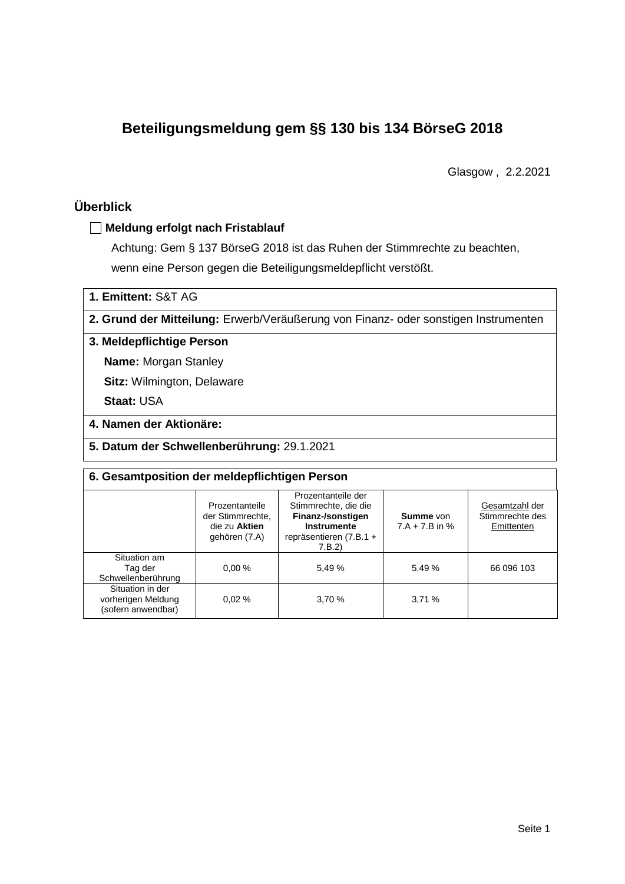# Beteiligungsmeldung gem §§ 130 bis 134 BörseG 2018

Glasgow , 2.2.2021

## Überblick

☐ **Meldung erfolgt nach Fristablauf**

Achtung: Gem § 137 BörseG 2018 ist das Ruhen der Stimmrechte zu beachten, wenn eine Person gegen die Beteiligungsmeldepflicht verstößt.

**1. Emittent:** S&T AG

**2. Grund der Mitteilung:** Erwerb/Veräußerung von Finanz- oder sonstigen Instrumenten

**3. Meldepflichtige Person**

**Name:** Morgan Stanley

**Sitz:** Wilmington, Delaware

**Staat:** USA

**4. Namen der Aktionäre:**

**5. Datum der Schwellenberührung:** 29.1.2021

**6. Gesamtposition der meldepflichtigen Person**

| | Prozentanteile der Stimmrechte, die zu **Aktien** gehören (7.A) | Prozentanteile der Stimmrechte, die die **Finanz-/sonstigen Instrumente** repräsentieren (7.B.1 + 7.B.2) | **Summe** von 7.A + 7.B in % | Gesamtzahl der Stimmrechte des Emittenten |
|---|---|---|---|---|
| Situation am Tag der Schwellenberührung | 0,00 % | 5,49 % | 5,49 % | 66 096 103 |
| Situation in der vorherigen Meldung (sofern anwendbar) | 0,02 % | 3,70 % | 3,71 % | |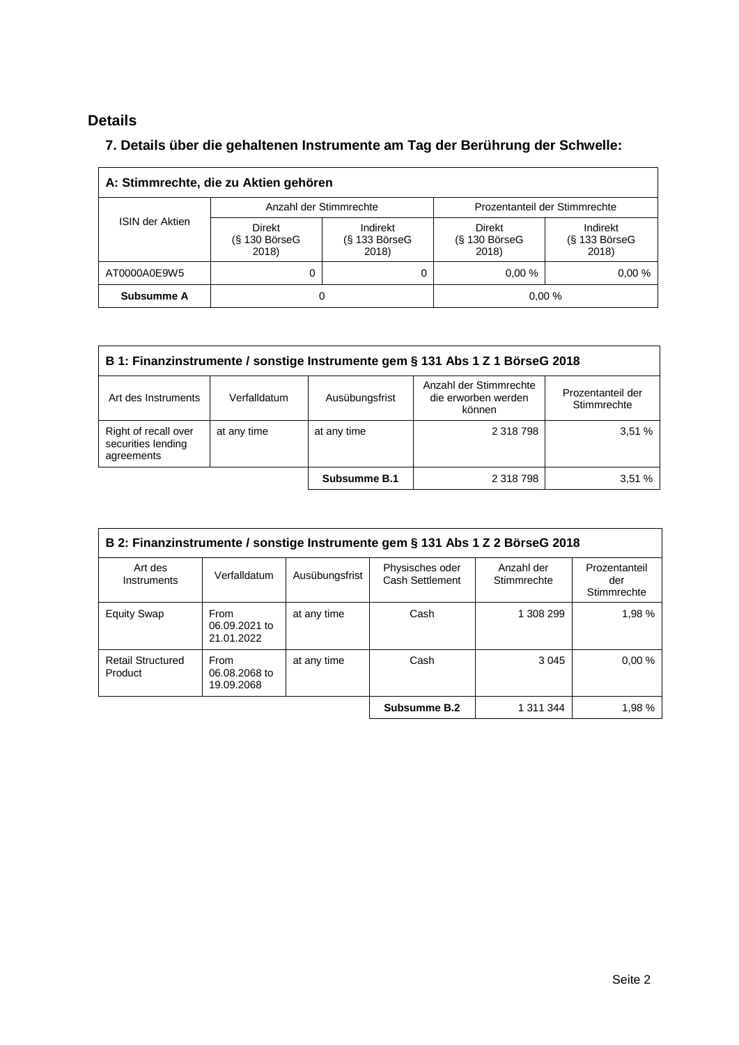## Details

### 7. Details über die gehaltenen Instrumente am Tag der Berührung der Schwelle:

| A: Stimmrechte, die zu Aktien gehören | | | | |
|---|---|---|---|---|
| ISIN der Aktien | Anzahl der Stimmrechte | | Prozentanteil der Stimmrechte | |
| | Direkt (§ 130 BörseG 2018) | Indirekt (§ 133 BörseG 2018) | Direkt (§ 130 BörseG 2018) | Indirekt (§ 133 BörseG 2018) |
| AT0000A0E9W5 | 0 | 0 | 0,00 % | 0,00 % |
| **Subsumme A** | 0 | | 0,00 % | |

| B 1: Finanzinstrumente / sonstige Instrumente gem § 131 Abs 1 Z 1 BörseG 2018 | | | | |
|---|---|---|---|---|
| Art des Instruments | Verfalldatum | Ausübungsfrist | Anzahl der Stimmrechte die erworben werden können | Prozentanteil der Stimmrechte |
| Right of recall over securities lending agreements | at any time | at any time | 2 318 798 | 3,51 % |
| | | **Subsumme B.1** | 2 318 798 | 3,51 % |

| B 2: Finanzinstrumente / sonstige Instrumente gem § 131 Abs 1 Z 2 BörseG 2018 | | | | | |
|---|---|---|---|---|---|
| Art des Instruments | Verfalldatum | Ausübungsfrist | Physisches oder Cash Settlement | Anzahl der Stimmrechte | Prozentanteil der Stimmrechte |
| Equity Swap | From 06.09.2021 to 21.01.2022 | at any time | Cash | 1 308 299 | 1,98 % |
| Retail Structured Product | From 06.08.2068 to 19.09.2068 | at any time | Cash | 3 045 | 0,00 % |
| | | | **Subsumme B.2** | 1 311 344 | 1,98 % |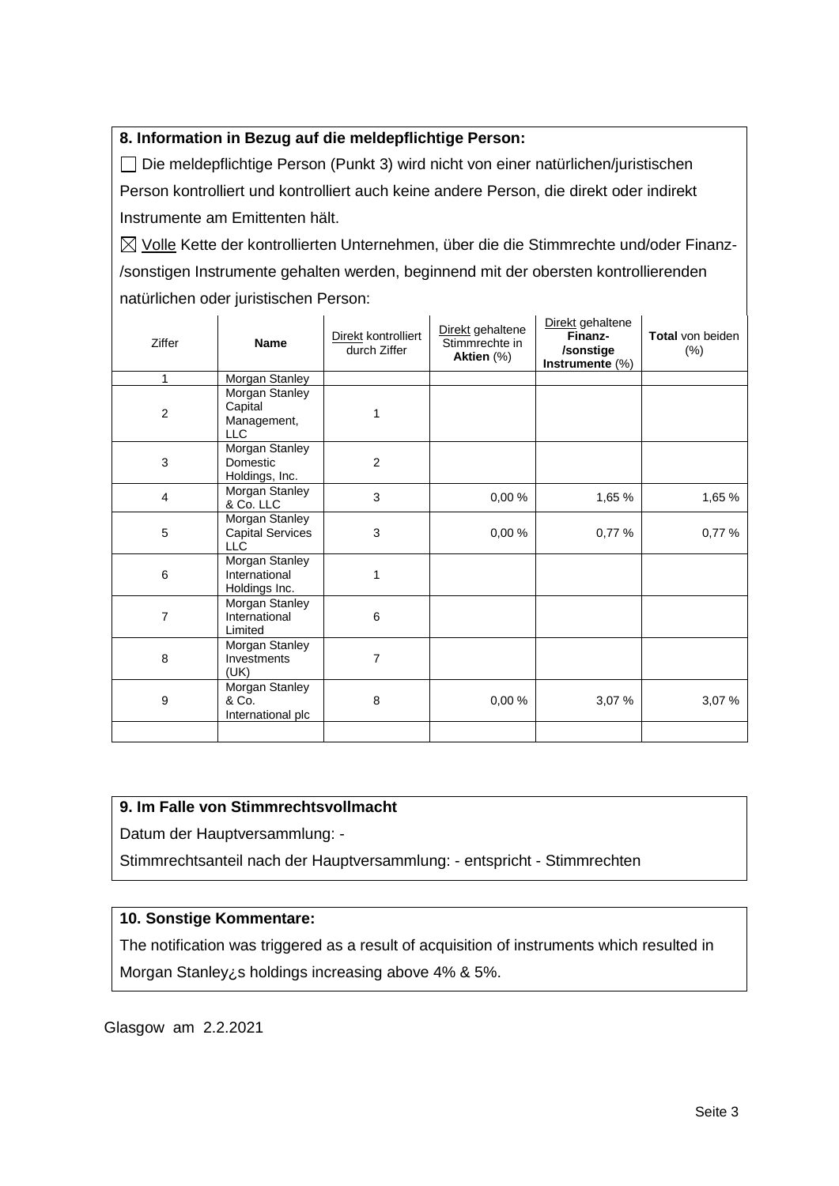### 8. Information in Bezug auf die meldepflichtige Person:

☐ Die meldepflichtige Person (Punkt 3) wird nicht von einer natürlichen/juristischen Person kontrolliert und kontrolliert auch keine andere Person, die direkt oder indirekt Instrumente am Emittenten hält.

☒ Volle Kette der kontrollierten Unternehmen, über die die Stimmrechte und/oder Finanz-/sonstigen Instrumente gehalten werden, beginnend mit der obersten kontrollierenden natürlichen oder juristischen Person:

| Ziffer | **Name** | Direkt kontrolliert durch Ziffer | Direkt gehaltene Stimmrechte in **Aktien** (%) | Direkt gehaltene **Finanz-/sonstige Instrumente** (%) | **Total** von beiden (%) |
|---|---|---|---|---|---|
| 1 | Morgan Stanley | | | | |
| 2 | Morgan Stanley Capital Management, LLC | 1 | | | |
| 3 | Morgan Stanley Domestic Holdings, Inc. | 2 | | | |
| 4 | Morgan Stanley & Co. LLC | 3 | 0,00 % | 1,65 % | 1,65 % |
| 5 | Morgan Stanley Capital Services LLC | 3 | 0,00 % | 0,77 % | 0,77 % |
| 6 | Morgan Stanley International Holdings Inc. | 1 | | | |
| 7 | Morgan Stanley International Limited | 6 | | | |
| 8 | Morgan Stanley Investments (UK) | 7 | | | |
| 9 | Morgan Stanley & Co. International plc | 8 | 0,00 % | 3,07 % | 3,07 % |
| | | | | | |

### 9. Im Falle von Stimmrechtsvollmacht

Datum der Hauptversammlung: -

Stimmrechtsanteil nach der Hauptversammlung: - entspricht - Stimmrechten

### 10. Sonstige Kommentare:

The notification was triggered as a result of acquisition of instruments which resulted in Morgan Stanley¿s holdings increasing above 4% & 5%.

Glasgow am 2.2.2021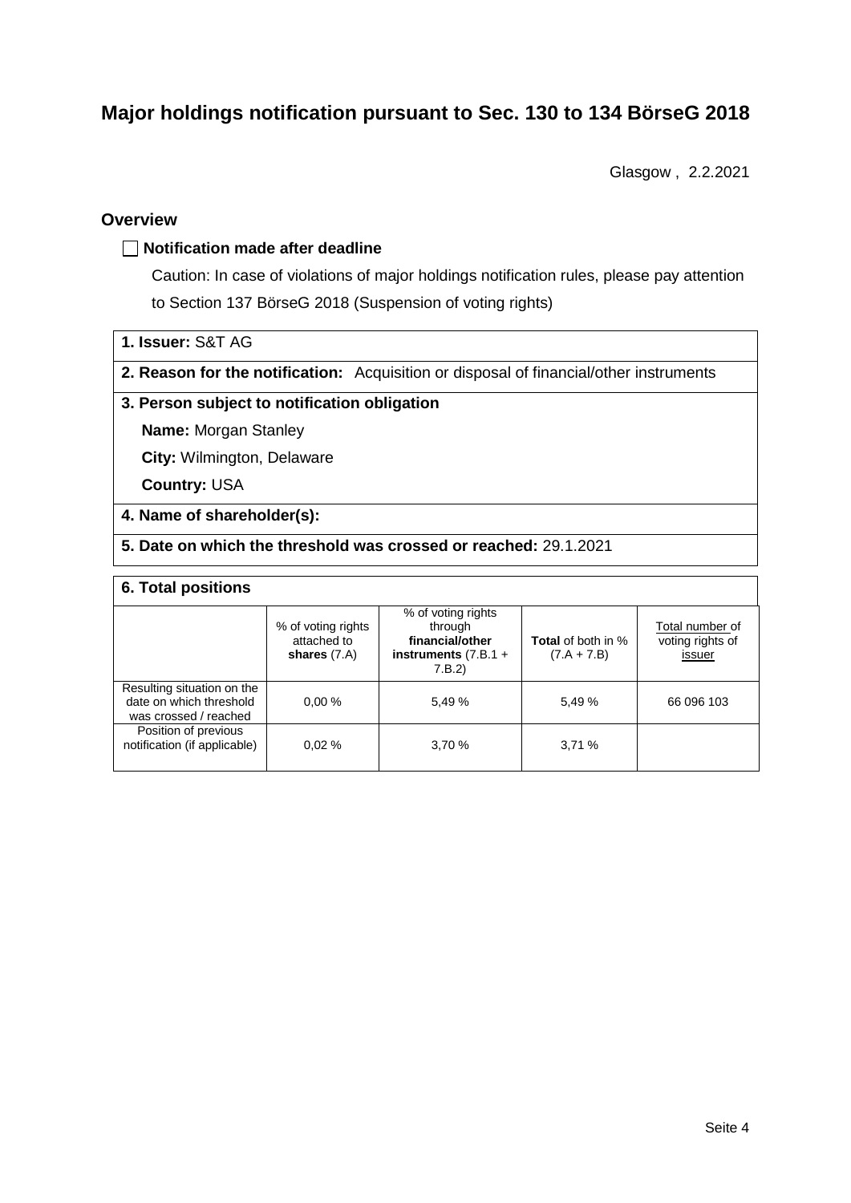# Major holdings notification pursuant to Sec. 130 to 134 BörseG 2018

Glasgow , 2.2.2021

## Overview

☐ **Notification made after deadline**

Caution: In case of violations of major holdings notification rules, please pay attention to Section 137 BörseG 2018 (Suspension of voting rights)

**1. Issuer:** S&T AG

**2. Reason for the notification:** Acquisition or disposal of financial/other instruments

**3. Person subject to notification obligation**

**Name:** Morgan Stanley

**City:** Wilmington, Delaware

**Country:** USA

**4. Name of shareholder(s):**

**5. Date on which the threshold was crossed or reached:** 29.1.2021

**6. Total positions**

| | % of voting rights attached to **shares** (7.A) | % of voting rights through **financial/other instruments** (7.B.1 + 7.B.2) | **Total** of both in % (7.A + 7.B) | Total number of voting rights of issuer |
|---|---|---|---|---|
| Resulting situation on the date on which threshold was crossed / reached | 0,00 % | 5,49 % | 5,49 % | 66 096 103 |
| Position of previous notification (if applicable) | 0,02 % | 3,70 % | 3,71 % | |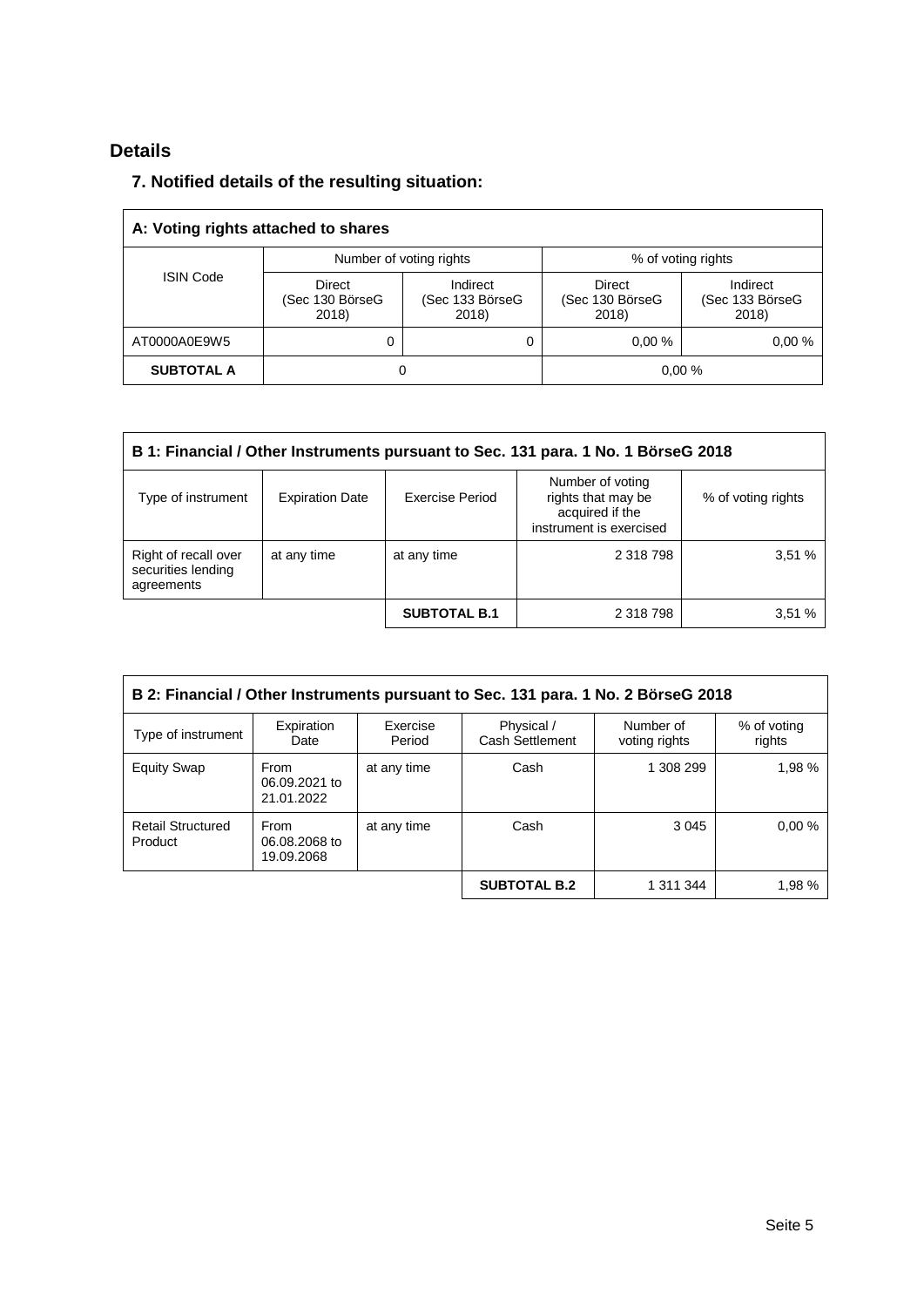## Details

### 7. Notified details of the resulting situation:

| A: Voting rights attached to shares | | | | |
|---|---|---|---|---|
| ISIN Code | Number of voting rights | | % of voting rights | |
| | Direct (Sec 130 BörseG 2018) | Indirect (Sec 133 BörseG 2018) | Direct (Sec 130 BörseG 2018) | Indirect (Sec 133 BörseG 2018) |
| AT0000A0E9W5 | 0 | 0 | 0,00 % | 0,00 % |
| **SUBTOTAL A** | 0 | | 0,00 % | |

| B 1: Financial / Other Instruments pursuant to Sec. 131 para. 1 No. 1 BörseG 2018 | | | | |
|---|---|---|---|---|
| Type of instrument | Expiration Date | Exercise Period | Number of voting rights that may be acquired if the instrument is exercised | % of voting rights |
| Right of recall over securities lending agreements | at any time | at any time | 2 318 798 | 3,51 % |
| | | **SUBTOTAL B.1** | 2 318 798 | 3,51 % |

| B 2: Financial / Other Instruments pursuant to Sec. 131 para. 1 No. 2 BörseG 2018 | | | | | |
|---|---|---|---|---|---|
| Type of instrument | Expiration Date | Exercise Period | Physical / Cash Settlement | Number of voting rights | % of voting rights |
| Equity Swap | From 06.09.2021 to 21.01.2022 | at any time | Cash | 1 308 299 | 1,98 % |
| Retail Structured Product | From 06.08.2068 to 19.09.2068 | at any time | Cash | 3 045 | 0,00 % |
| | | | **SUBTOTAL B.2** | 1 311 344 | 1,98 % |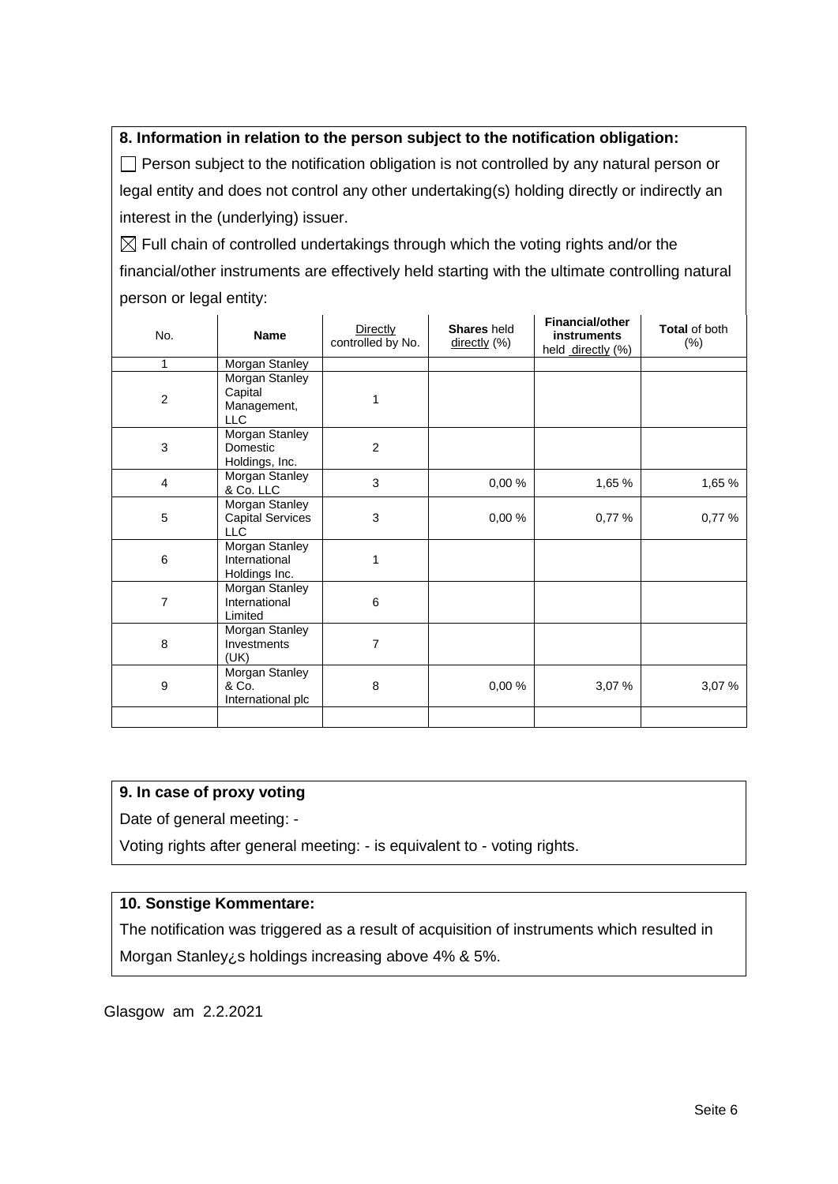**8. Information in relation to the person subject to the notification obligation:**

☐ Person subject to the notification obligation is not controlled by any natural person or legal entity and does not control any other undertaking(s) holding directly or indirectly an interest in the (underlying) issuer.

☒ Full chain of controlled undertakings through which the voting rights and/or the financial/other instruments are effectively held starting with the ultimate controlling natural person or legal entity:

| No. | Name | Directly controlled by No. | Shares held directly (%) | Financial/other instruments held directly (%) | Total of both (%) |
|---|---|---|---|---|---|
| 1 | Morgan Stanley | | | | |
| 2 | Morgan Stanley Capital Management, LLC | 1 | | | |
| 3 | Morgan Stanley Domestic Holdings, Inc. | 2 | | | |
| 4 | Morgan Stanley & Co. LLC | 3 | 0,00 % | 1,65 % | 1,65 % |
| 5 | Morgan Stanley Capital Services LLC | 3 | 0,00 % | 0,77 % | 0,77 % |
| 6 | Morgan Stanley International Holdings Inc. | 1 | | | |
| 7 | Morgan Stanley International Limited | 6 | | | |
| 8 | Morgan Stanley Investments (UK) | 7 | | | |
| 9 | Morgan Stanley & Co. International plc | 8 | 0,00 % | 3,07 % | 3,07 % |
| | | | | | |

**9. In case of proxy voting**

Date of general meeting: -

Voting rights after general meeting: - is equivalent to - voting rights.

**10. Sonstige Kommentare:**

The notification was triggered as a result of acquisition of instruments which resulted in Morgan Stanley¿s holdings increasing above 4% & 5%.

Glasgow am 2.2.2021